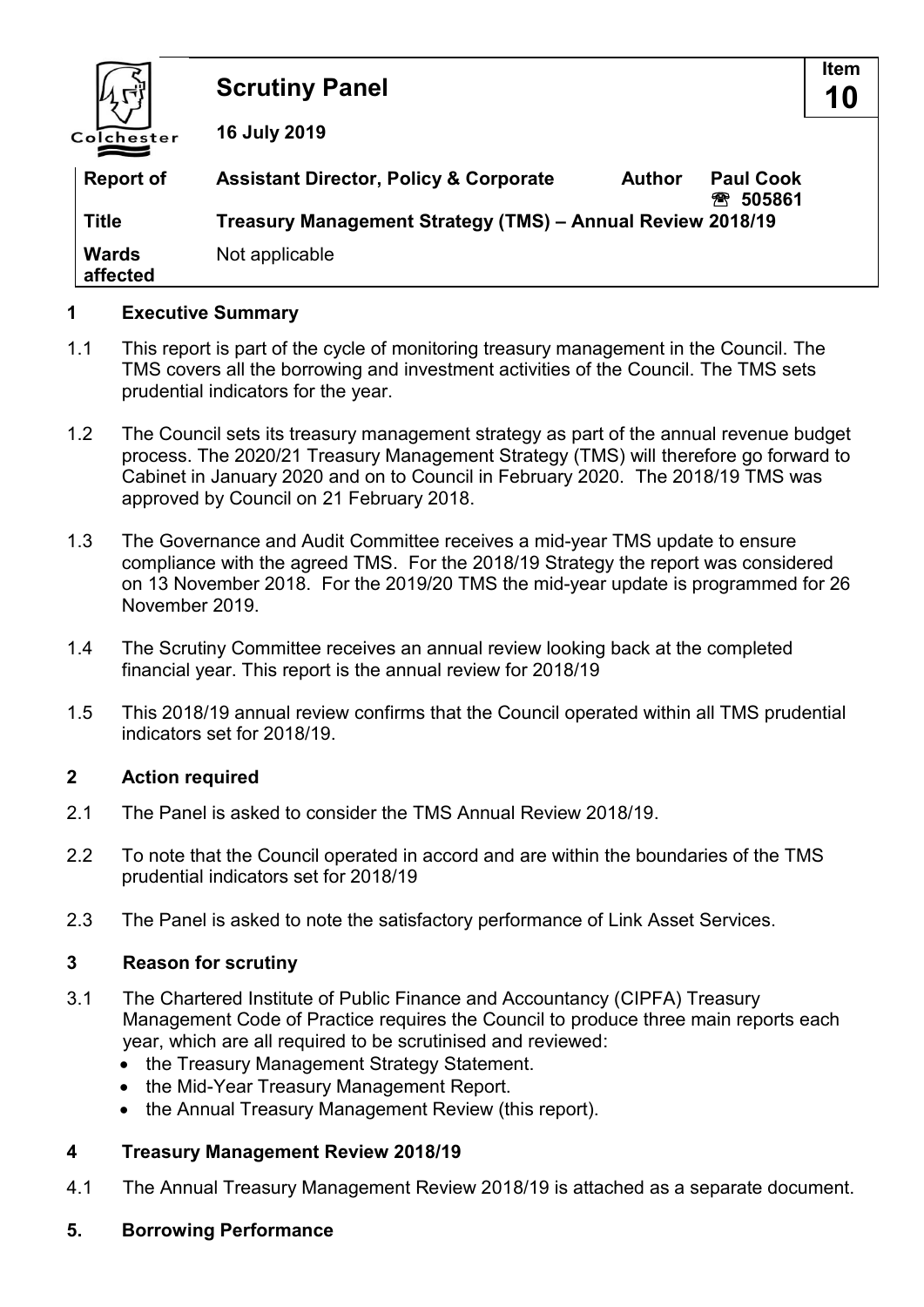# Scrutiny Panel

**Item 10**

**16 July 2019**

| | | | |
|---|---|---|---|
| **Report of** | **Assistant Director, Policy & Corporate** | **Author** | **Paul Cook ☏ 505861** |
| **Title** | **Treasury Management Strategy (TMS) – Annual Review 2018/19** | | |
| **Wards affected** | Not applicable | | |

## 1 Executive Summary

1.1 This report is part of the cycle of monitoring treasury management in the Council. The TMS covers all the borrowing and investment activities of the Council. The TMS sets prudential indicators for the year.

1.2 The Council sets its treasury management strategy as part of the annual revenue budget process. The 2020/21 Treasury Management Strategy (TMS) will therefore go forward to Cabinet in January 2020 and on to Council in February 2020. The 2018/19 TMS was approved by Council on 21 February 2018.

1.3 The Governance and Audit Committee receives a mid-year TMS update to ensure compliance with the agreed TMS. For the 2018/19 Strategy the report was considered on 13 November 2018. For the 2019/20 TMS the mid-year update is programmed for 26 November 2019.

1.4 The Scrutiny Committee receives an annual review looking back at the completed financial year. This report is the annual review for 2018/19

1.5 This 2018/19 annual review confirms that the Council operated within all TMS prudential indicators set for 2018/19.

## 2 Action required

2.1 The Panel is asked to consider the TMS Annual Review 2018/19.

2.2 To note that the Council operated in accord and are within the boundaries of the TMS prudential indicators set for 2018/19

2.3 The Panel is asked to note the satisfactory performance of Link Asset Services.

## 3 Reason for scrutiny

3.1 The Chartered Institute of Public Finance and Accountancy (CIPFA) Treasury Management Code of Practice requires the Council to produce three main reports each year, which are all required to be scrutinised and reviewed:

- the Treasury Management Strategy Statement.
- the Mid-Year Treasury Management Report.
- the Annual Treasury Management Review (this report).

## 4 Treasury Management Review 2018/19

4.1 The Annual Treasury Management Review 2018/19 is attached as a separate document.

## 5. Borrowing Performance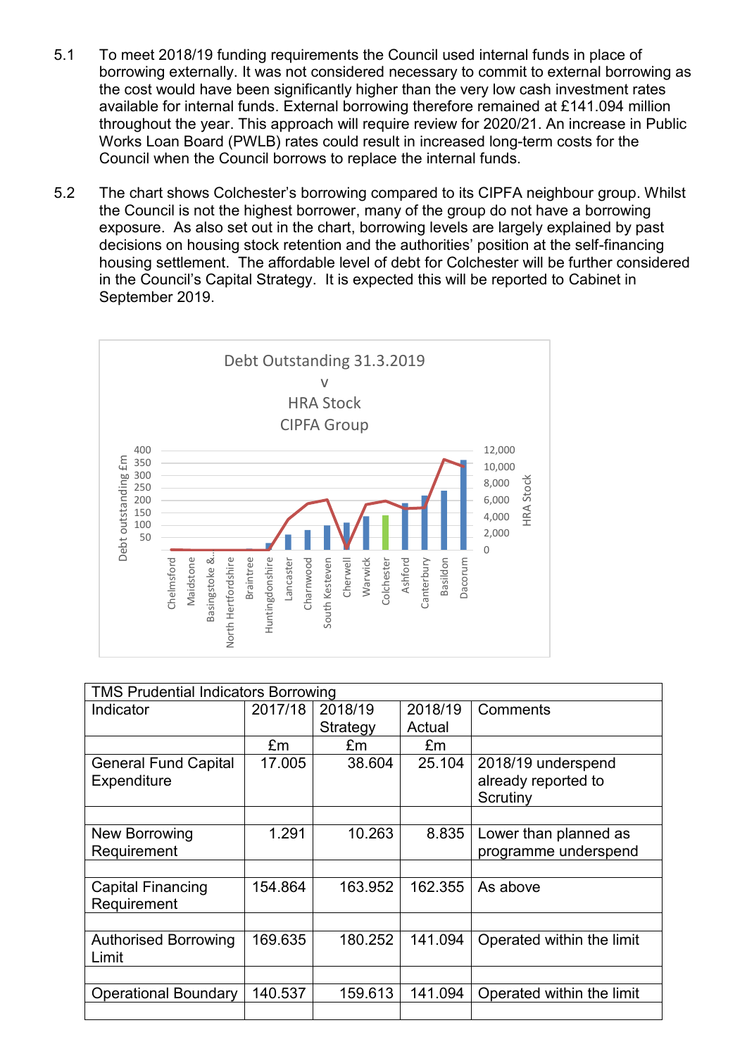5.1 To meet 2018/19 funding requirements the Council used internal funds in place of borrowing externally. It was not considered necessary to commit to external borrowing as the cost would have been significantly higher than the very low cash investment rates available for internal funds. External borrowing therefore remained at £141.094 million throughout the year. This approach will require review for 2020/21. An increase in Public Works Loan Board (PWLB) rates could result in increased long-term costs for the Council when the Council borrows to replace the internal funds.

5.2 The chart shows Colchester's borrowing compared to its CIPFA neighbour group. Whilst the Council is not the highest borrower, many of the group do not have a borrowing exposure. As also set out in the chart, borrowing levels are largely explained by past decisions on housing stock retention and the authorities' position at the self-financing housing settlement. The affordable level of debt for Colchester will be further considered in the Council's Capital Strategy. It is expected this will be reported to Cabinet in September 2019.

Debt Outstanding 31.3.2019 v HRA Stock CIPFA Group

| TMS Prudential Indicators Borrowing | | | | |
|---|---|---|---|---|
| Indicator | 2017/18 | 2018/19 Strategy | 2018/19 Actual | Comments |
| | £m | £m | £m | |
| General Fund Capital Expenditure | 17.005 | 38.604 | 25.104 | 2018/19 underspend already reported to Scrutiny |
| New Borrowing Requirement | 1.291 | 10.263 | 8.835 | Lower than planned as programme underspend |
| Capital Financing Requirement | 154.864 | 163.952 | 162.355 | As above |
| Authorised Borrowing Limit | 169.635 | 180.252 | 141.094 | Operated within the limit |
| Operational Boundary | 140.537 | 159.613 | 141.094 | Operated within the limit |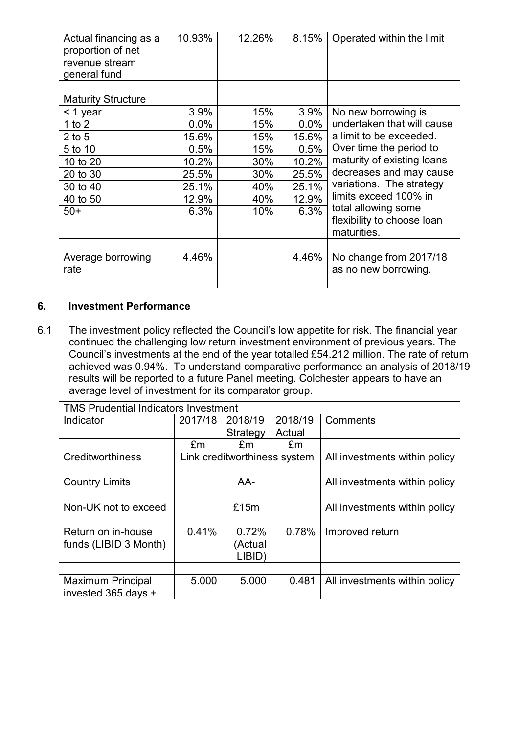| | | | | |
|---|---|---|---|---|
| Actual financing as a proportion of net revenue stream general fund | 10.93% | 12.26% | 8.15% | Operated within the limit |
| | | | | |
| Maturity Structure | | | | |
| < 1 year | 3.9% | 15% | 3.9% | No new borrowing is undertaken that will cause a limit to be exceeded. Over time the period to maturity of existing loans decreases and may cause variations. The strategy limits exceed 100% in total allowing some flexibility to choose loan maturities. |
| 1 to 2 | 0.0% | 15% | 0.0% | |
| 2 to 5 | 15.6% | 15% | 15.6% | |
| 5 to 10 | 0.5% | 15% | 0.5% | |
| 10 to 20 | 10.2% | 30% | 10.2% | |
| 20 to 30 | 25.5% | 30% | 25.5% | |
| 30 to 40 | 25.1% | 40% | 25.1% | |
| 40 to 50 | 12.9% | 40% | 12.9% | |
| 50+ | 6.3% | 10% | 6.3% | |
| | | | | |
| Average borrowing rate | 4.46% | | 4.46% | No change from 2017/18 as no new borrowing. |
| | | | | |

## 6. Investment Performance

6.1 The investment policy reflected the Council's low appetite for risk. The financial year continued the challenging low return investment environment of previous years. The Council's investments at the end of the year totalled £54.212 million. The rate of return achieved was 0.94%. To understand comparative performance an analysis of 2018/19 results will be reported to a future Panel meeting. Colchester appears to have an average level of investment for its comparator group.

| TMS Prudential Indicators Investment | | | | |
|---|---|---|---|---|
| Indicator | 2017/18 | 2018/19 Strategy | 2018/19 Actual | Comments |
| | £m | £m | £m | |
| Creditworthiness | Link creditworthiness system | | | All investments within policy |
| | | | | |
| Country Limits | | AA- | | All investments within policy |
| | | | | |
| Non-UK not to exceed | | £15m | | All investments within policy |
| | | | | |
| Return on in-house funds (LIBID 3 Month) | 0.41% | 0.72% (Actual LIBID) | 0.78% | Improved return |
| | | | | |
| Maximum Principal invested 365 days + | 5.000 | 5.000 | 0.481 | All investments within policy |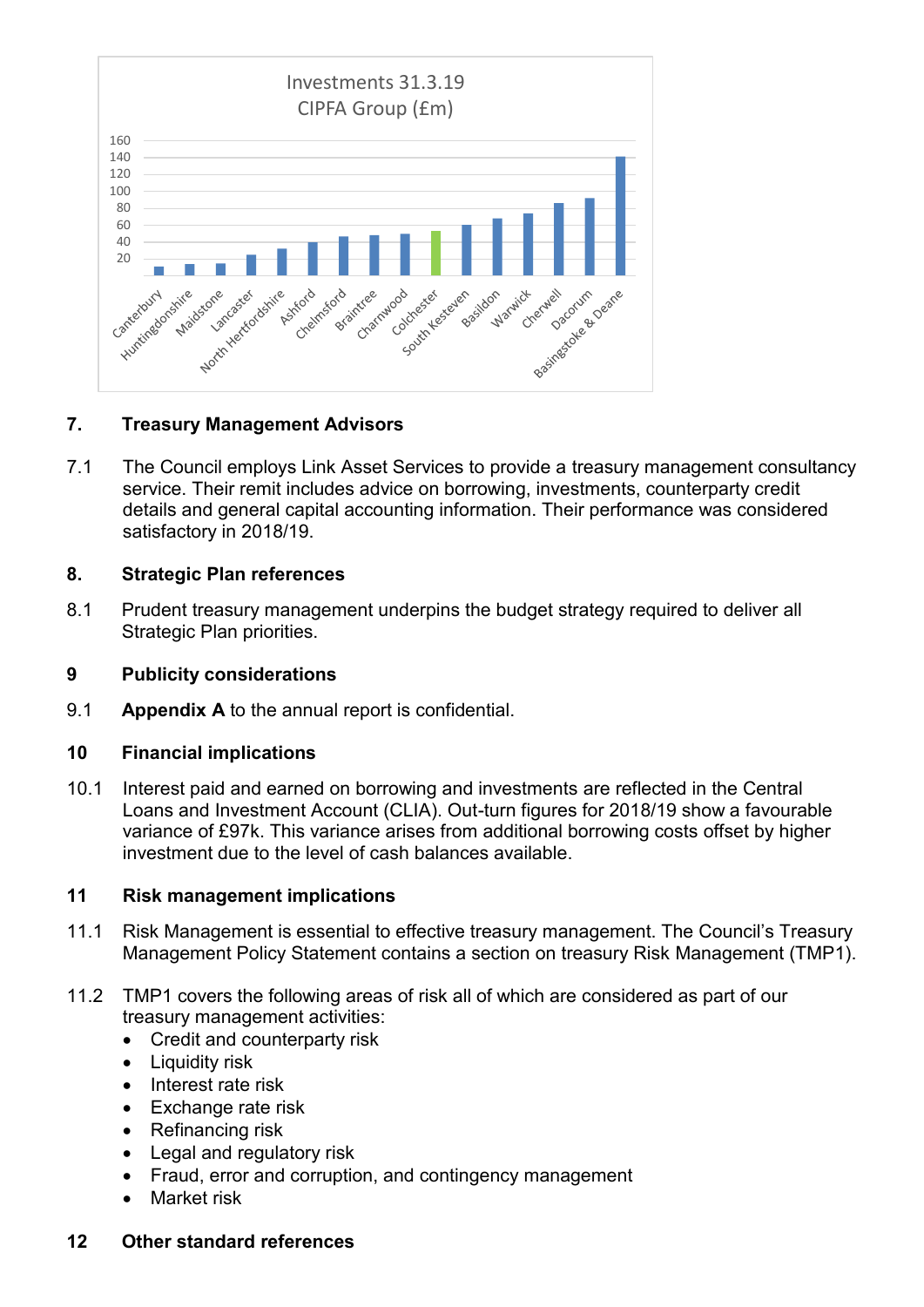Investments 31.3.19
CIPFA Group (£m)

| Council | Investments (£m, approx.) |
|---|---|
| Canterbury | 10 |
| Huntingdonshire | 13 |
| Maidstone | 14 |
| Lancaster | 24 |
| North Hertfordshire | 32 |
| Ashford | 39 |
| Chelmsford | 46 |
| Braintree | 48 |
| Charnwood | 49 |
| Colchester | 53 |
| South Kesteven | 60 |
| Basildon | 68 |
| Warwick | 74 |
| Cherwell | 86 |
| Dacorum | 92 |
| Basingstoke & Deane | 141 |

## 7. Treasury Management Advisors

7.1 The Council employs Link Asset Services to provide a treasury management consultancy service. Their remit includes advice on borrowing, investments, counterparty credit details and general capital accounting information. Their performance was considered satisfactory in 2018/19.

## 8. Strategic Plan references

8.1 Prudent treasury management underpins the budget strategy required to deliver all Strategic Plan priorities.

## 9 Publicity considerations

9.1 **Appendix A** to the annual report is confidential.

## 10 Financial implications

10.1 Interest paid and earned on borrowing and investments are reflected in the Central Loans and Investment Account (CLIA). Out-turn figures for 2018/19 show a favourable variance of £97k. This variance arises from additional borrowing costs offset by higher investment due to the level of cash balances available.

## 11 Risk management implications

11.1 Risk Management is essential to effective treasury management. The Council's Treasury Management Policy Statement contains a section on treasury Risk Management (TMP1).

11.2 TMP1 covers the following areas of risk all of which are considered as part of our treasury management activities:

- Credit and counterparty risk
- Liquidity risk
- Interest rate risk
- Exchange rate risk
- Refinancing risk
- Legal and regulatory risk
- Fraud, error and corruption, and contingency management
- Market risk

## 12 Other standard references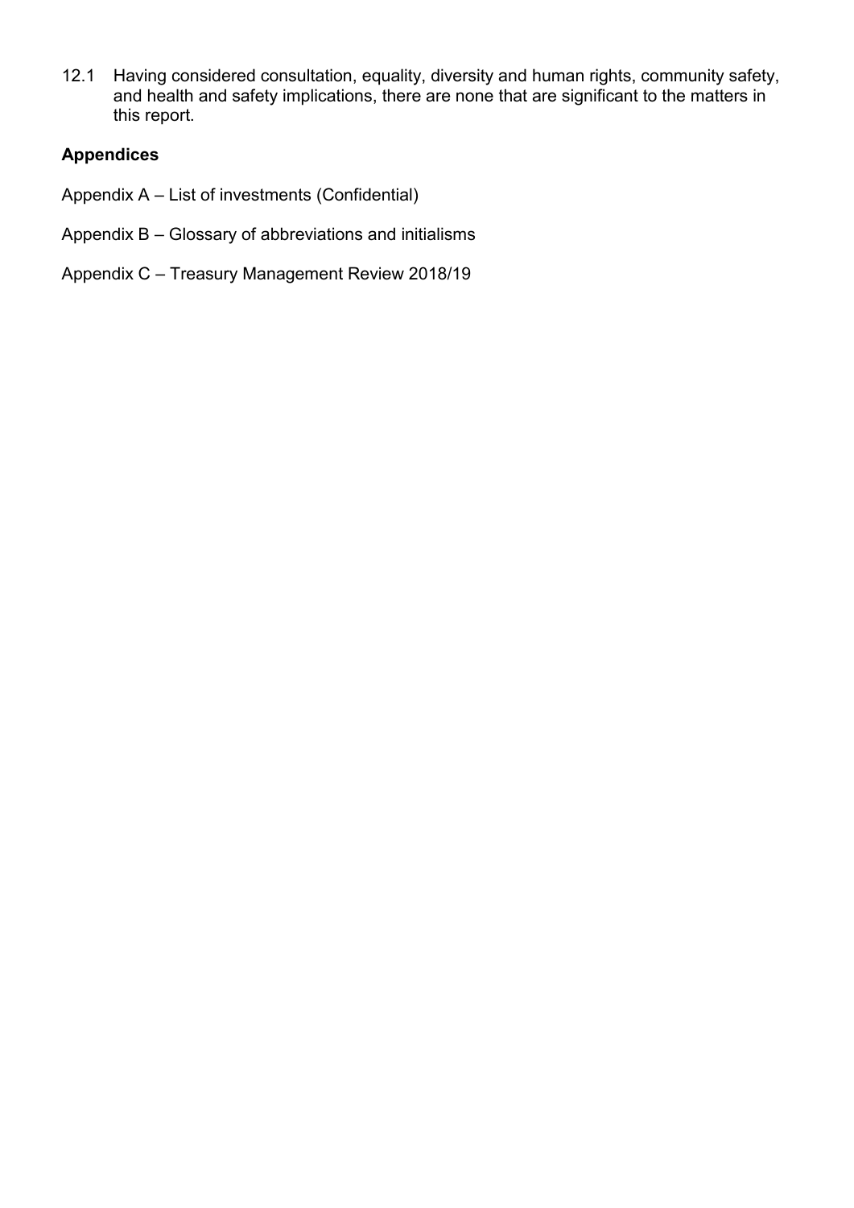12.1 Having considered consultation, equality, diversity and human rights, community safety, and health and safety implications, there are none that are significant to the matters in this report.

**Appendices**

Appendix A – List of investments (Confidential)

Appendix B – Glossary of abbreviations and initialisms

Appendix C – Treasury Management Review 2018/19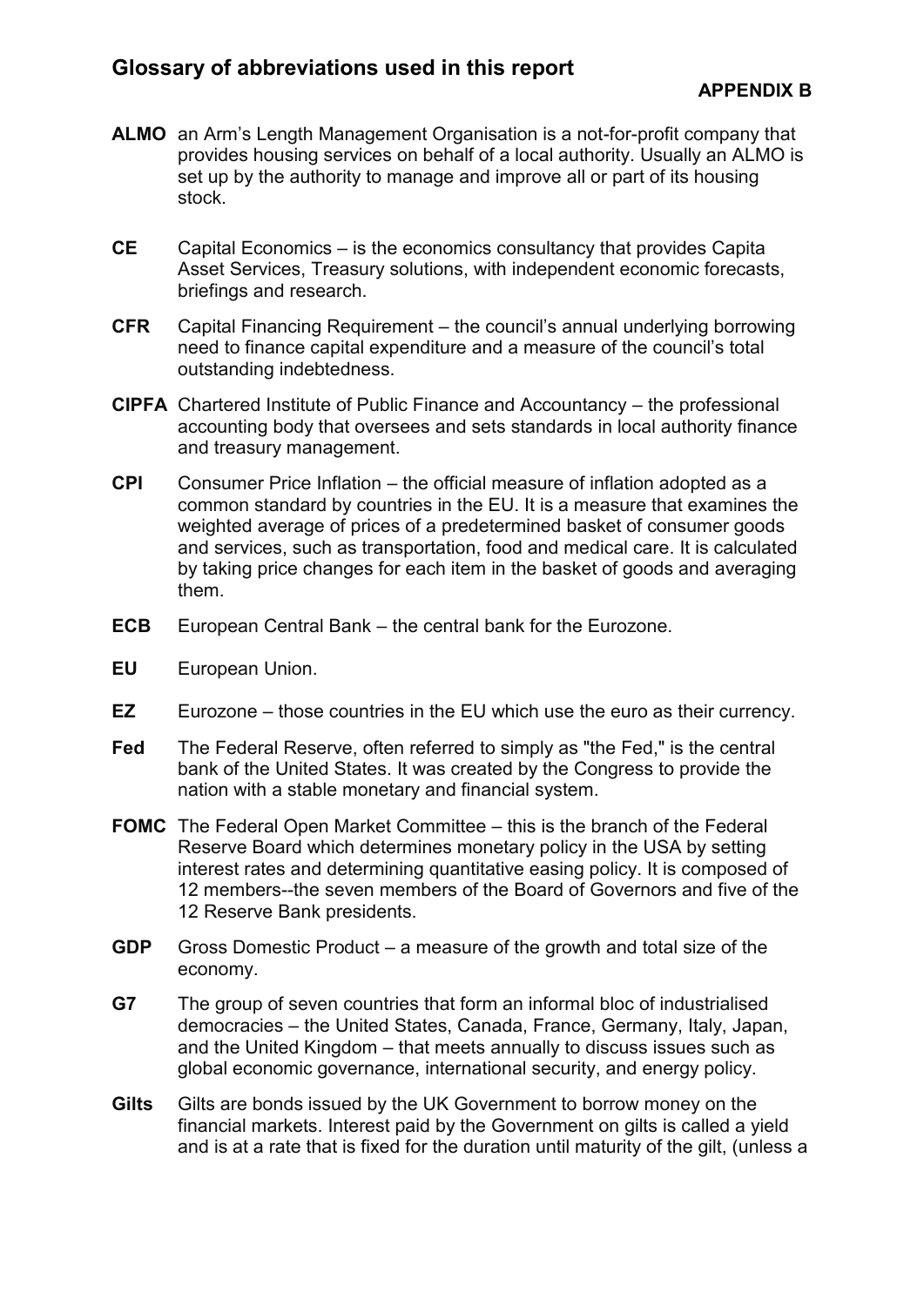## Glossary of abbreviations used in this report

**APPENDIX B**

**ALMO** an Arm's Length Management Organisation is a not-for-profit company that provides housing services on behalf of a local authority. Usually an ALMO is set up by the authority to manage and improve all or part of its housing stock.

**CE** Capital Economics – is the economics consultancy that provides Capita Asset Services, Treasury solutions, with independent economic forecasts, briefings and research.

**CFR** Capital Financing Requirement – the council's annual underlying borrowing need to finance capital expenditure and a measure of the council's total outstanding indebtedness.

**CIPFA** Chartered Institute of Public Finance and Accountancy – the professional accounting body that oversees and sets standards in local authority finance and treasury management.

**CPI** Consumer Price Inflation – the official measure of inflation adopted as a common standard by countries in the EU. It is a measure that examines the weighted average of prices of a predetermined basket of consumer goods and services, such as transportation, food and medical care. It is calculated by taking price changes for each item in the basket of goods and averaging them.

**ECB** European Central Bank – the central bank for the Eurozone.

**EU** European Union.

**EZ** Eurozone – those countries in the EU which use the euro as their currency.

**Fed** The Federal Reserve, often referred to simply as "the Fed," is the central bank of the United States. It was created by the Congress to provide the nation with a stable monetary and financial system.

**FOMC** The Federal Open Market Committee – this is the branch of the Federal Reserve Board which determines monetary policy in the USA by setting interest rates and determining quantitative easing policy. It is composed of 12 members--the seven members of the Board of Governors and five of the 12 Reserve Bank presidents.

**GDP** Gross Domestic Product – a measure of the growth and total size of the economy.

**G7** The group of seven countries that form an informal bloc of industrialised democracies – the United States, Canada, France, Germany, Italy, Japan, and the United Kingdom – that meets annually to discuss issues such as global economic governance, international security, and energy policy.

**Gilts** Gilts are bonds issued by the UK Government to borrow money on the financial markets. Interest paid by the Government on gilts is called a yield and is at a rate that is fixed for the duration until maturity of the gilt, (unless a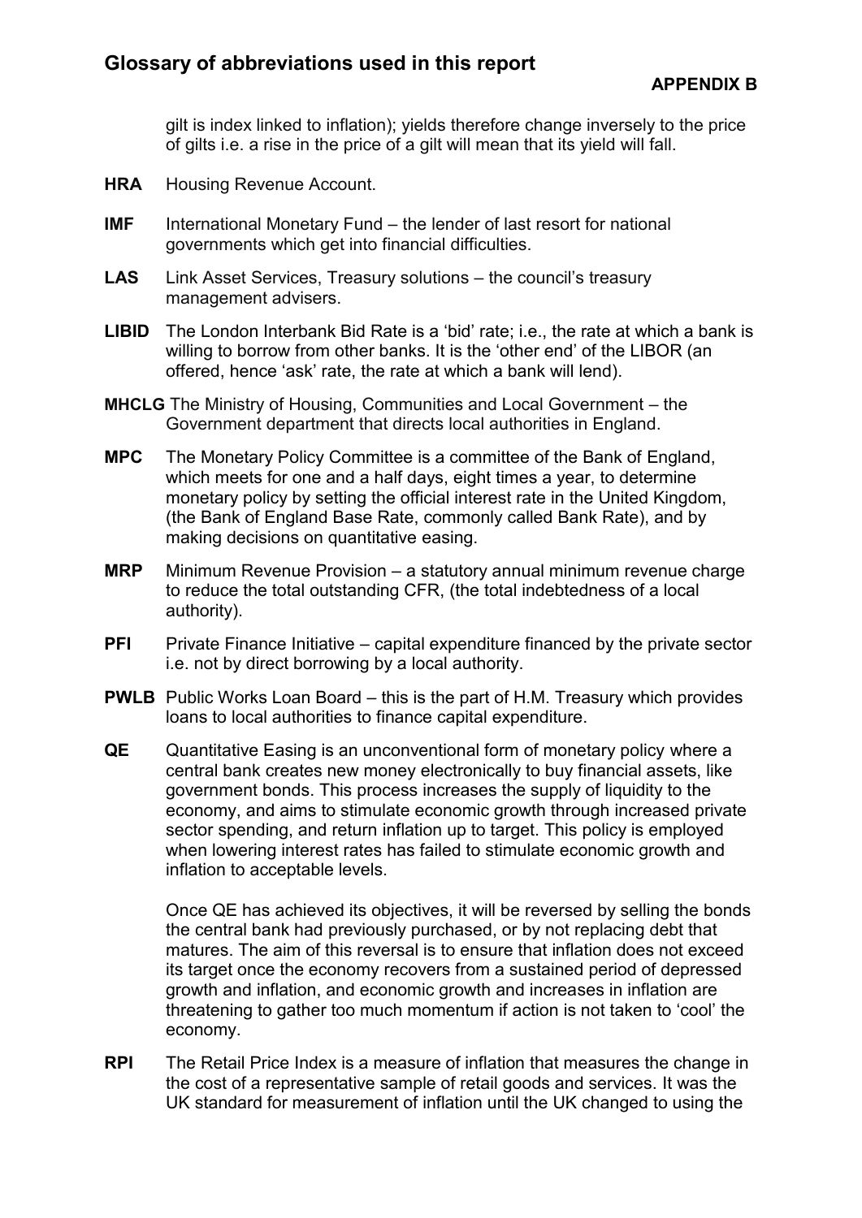gilt is index linked to inflation); yields therefore change inversely to the price of gilts i.e. a rise in the price of a gilt will mean that its yield will fall.

**HRA** Housing Revenue Account.

**IMF** International Monetary Fund – the lender of last resort for national governments which get into financial difficulties.

**LAS** Link Asset Services, Treasury solutions – the council's treasury management advisers.

**LIBID** The London Interbank Bid Rate is a 'bid' rate; i.e., the rate at which a bank is willing to borrow from other banks. It is the 'other end' of the LIBOR (an offered, hence 'ask' rate, the rate at which a bank will lend).

**MHCLG** The Ministry of Housing, Communities and Local Government – the Government department that directs local authorities in England.

**MPC** The Monetary Policy Committee is a committee of the Bank of England, which meets for one and a half days, eight times a year, to determine monetary policy by setting the official interest rate in the United Kingdom, (the Bank of England Base Rate, commonly called Bank Rate), and by making decisions on quantitative easing.

**MRP** Minimum Revenue Provision – a statutory annual minimum revenue charge to reduce the total outstanding CFR, (the total indebtedness of a local authority).

**PFI** Private Finance Initiative – capital expenditure financed by the private sector i.e. not by direct borrowing by a local authority.

**PWLB** Public Works Loan Board – this is the part of H.M. Treasury which provides loans to local authorities to finance capital expenditure.

**QE** Quantitative Easing is an unconventional form of monetary policy where a central bank creates new money electronically to buy financial assets, like government bonds. This process increases the supply of liquidity to the economy, and aims to stimulate economic growth through increased private sector spending, and return inflation up to target. This policy is employed when lowering interest rates has failed to stimulate economic growth and inflation to acceptable levels.

Once QE has achieved its objectives, it will be reversed by selling the bonds the central bank had previously purchased, or by not replacing debt that matures. The aim of this reversal is to ensure that inflation does not exceed its target once the economy recovers from a sustained period of depressed growth and inflation, and economic growth and increases in inflation are threatening to gather too much momentum if action is not taken to 'cool' the economy.

**RPI** The Retail Price Index is a measure of inflation that measures the change in the cost of a representative sample of retail goods and services. It was the UK standard for measurement of inflation until the UK changed to using the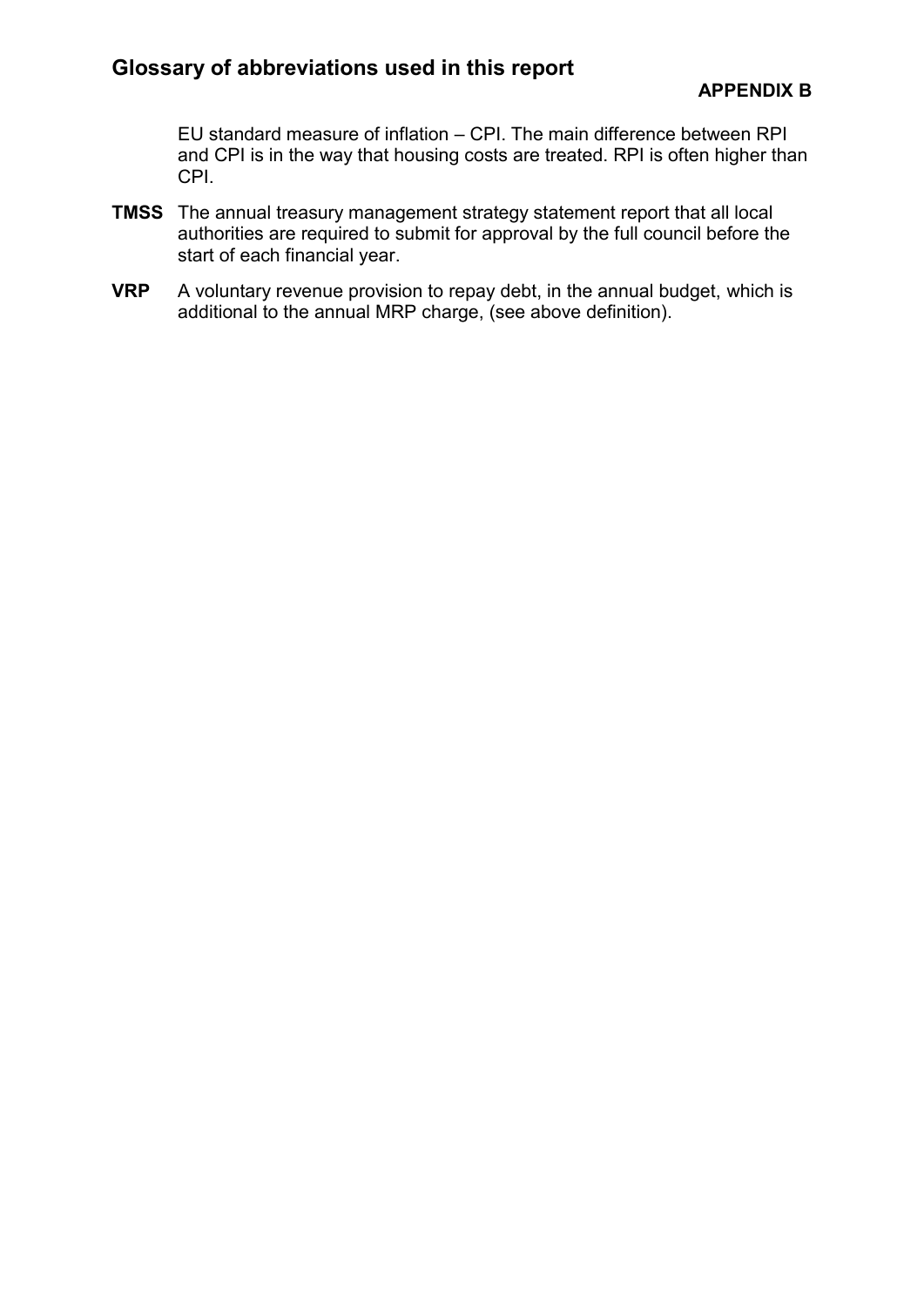# Glossary of abbreviations used in this report

**APPENDIX B**

EU standard measure of inflation – CPI. The main difference between RPI and CPI is in the way that housing costs are treated. RPI is often higher than CPI.

**TMSS** The annual treasury management strategy statement report that all local authorities are required to submit for approval by the full council before the start of each financial year.

**VRP** A voluntary revenue provision to repay debt, in the annual budget, which is additional to the annual MRP charge, (see above definition).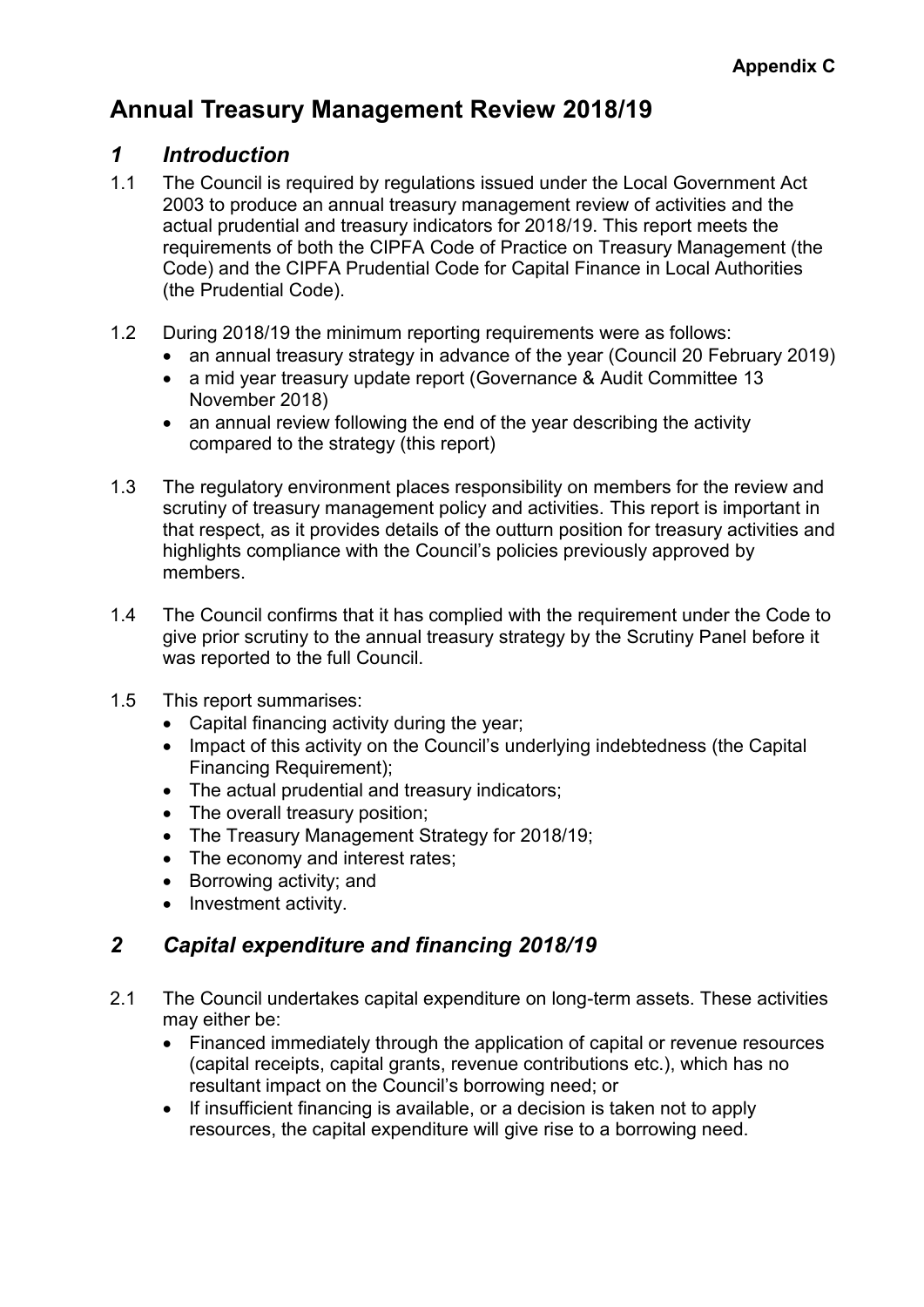**Appendix C**

# Annual Treasury Management Review 2018/19

## *1 Introduction*

1.1 The Council is required by regulations issued under the Local Government Act 2003 to produce an annual treasury management review of activities and the actual prudential and treasury indicators for 2018/19. This report meets the requirements of both the CIPFA Code of Practice on Treasury Management (the Code) and the CIPFA Prudential Code for Capital Finance in Local Authorities (the Prudential Code).

1.2 During 2018/19 the minimum reporting requirements were as follows:

- an annual treasury strategy in advance of the year (Council 20 February 2019)
- a mid year treasury update report (Governance & Audit Committee 13 November 2018)
- an annual review following the end of the year describing the activity compared to the strategy (this report)

1.3 The regulatory environment places responsibility on members for the review and scrutiny of treasury management policy and activities. This report is important in that respect, as it provides details of the outturn position for treasury activities and highlights compliance with the Council's policies previously approved by members.

1.4 The Council confirms that it has complied with the requirement under the Code to give prior scrutiny to the annual treasury strategy by the Scrutiny Panel before it was reported to the full Council.

1.5 This report summarises:

- Capital financing activity during the year;
- Impact of this activity on the Council's underlying indebtedness (the Capital Financing Requirement);
- The actual prudential and treasury indicators;
- The overall treasury position;
- The Treasury Management Strategy for 2018/19;
- The economy and interest rates;
- Borrowing activity; and
- Investment activity.

## *2 Capital expenditure and financing 2018/19*

2.1 The Council undertakes capital expenditure on long-term assets. These activities may either be:

- Financed immediately through the application of capital or revenue resources (capital receipts, capital grants, revenue contributions etc.), which has no resultant impact on the Council's borrowing need; or
- If insufficient financing is available, or a decision is taken not to apply resources, the capital expenditure will give rise to a borrowing need.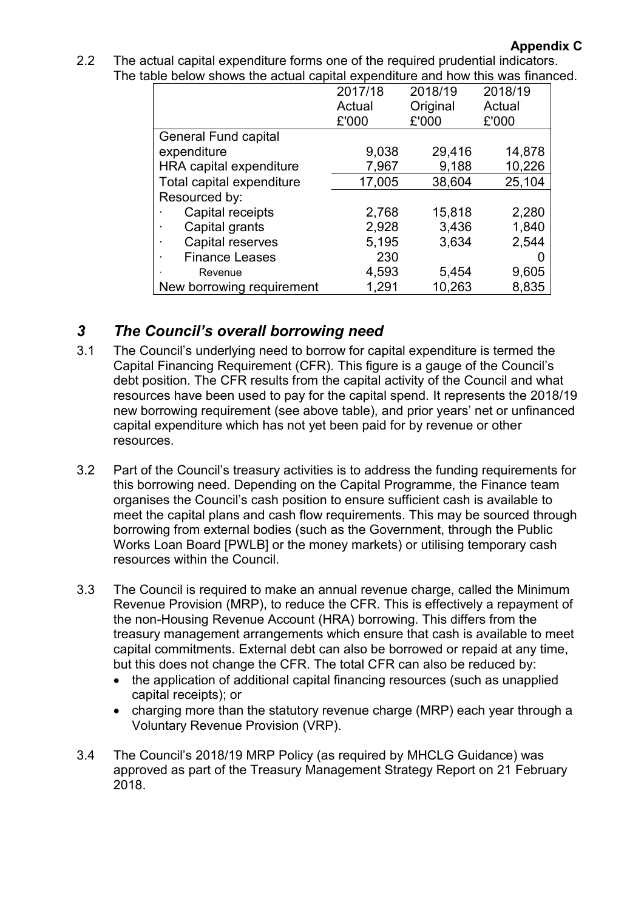**Appendix C**

2.2 The actual capital expenditure forms one of the required prudential indicators. The table below shows the actual capital expenditure and how this was financed.

| | 2017/18 Actual £'000 | 2018/19 Original £'000 | 2018/19 Actual £'000 |
|---|---|---|---|
| General Fund capital expenditure | 9,038 | 29,416 | 14,878 |
| HRA capital expenditure | 7,967 | 9,188 | 10,226 |
| Total capital expenditure | 17,005 | 38,604 | 25,104 |
| Resourced by: | | | |
| · Capital receipts | 2,768 | 15,818 | 2,280 |
| · Capital grants | 2,928 | 3,436 | 1,840 |
| · Capital reserves | 5,195 | 3,634 | 2,544 |
| · Finance Leases | 230 | | 0 |
| · Revenue | 4,593 | 5,454 | 9,605 |
| New borrowing requirement | 1,291 | 10,263 | 8,835 |

## *3 The Council's overall borrowing need*

3.1 The Council's underlying need to borrow for capital expenditure is termed the Capital Financing Requirement (CFR). This figure is a gauge of the Council's debt position. The CFR results from the capital activity of the Council and what resources have been used to pay for the capital spend. It represents the 2018/19 new borrowing requirement (see above table), and prior years' net or unfinanced capital expenditure which has not yet been paid for by revenue or other resources.

3.2 Part of the Council's treasury activities is to address the funding requirements for this borrowing need. Depending on the Capital Programme, the Finance team organises the Council's cash position to ensure sufficient cash is available to meet the capital plans and cash flow requirements. This may be sourced through borrowing from external bodies (such as the Government, through the Public Works Loan Board [PWLB] or the money markets) or utilising temporary cash resources within the Council.

3.3 The Council is required to make an annual revenue charge, called the Minimum Revenue Provision (MRP), to reduce the CFR. This is effectively a repayment of the non-Housing Revenue Account (HRA) borrowing. This differs from the treasury management arrangements which ensure that cash is available to meet capital commitments. External debt can also be borrowed or repaid at any time, but this does not change the CFR. The total CFR can also be reduced by:

- the application of additional capital financing resources (such as unapplied capital receipts); or
- charging more than the statutory revenue charge (MRP) each year through a Voluntary Revenue Provision (VRP).

3.4 The Council's 2018/19 MRP Policy (as required by MHCLG Guidance) was approved as part of the Treasury Management Strategy Report on 21 February 2018.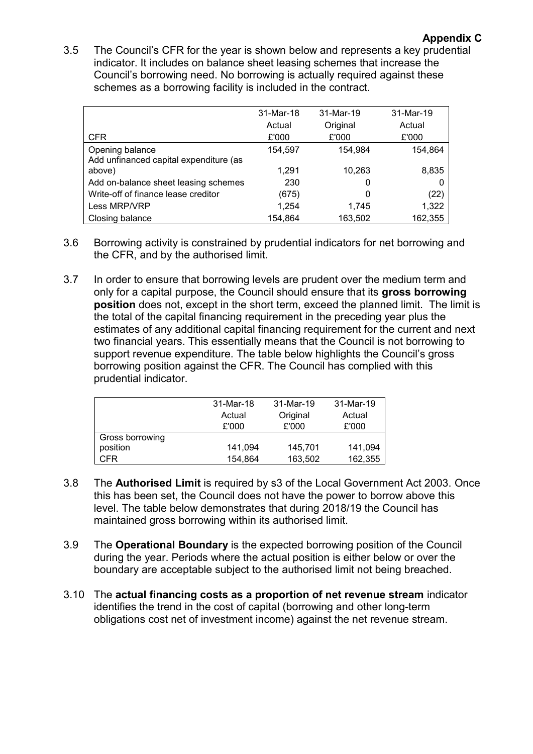**Appendix C**

3.5 The Council's CFR for the year is shown below and represents a key prudential indicator. It includes on balance sheet leasing schemes that increase the Council's borrowing need. No borrowing is actually required against these schemes as a borrowing facility is included in the contract.

| CFR | 31-Mar-18 Actual £'000 | 31-Mar-19 Original £'000 | 31-Mar-19 Actual £'000 |
|---|---|---|---|
| Opening balance | 154,597 | 154,984 | 154,864 |
| Add unfinanced capital expenditure (as above) | 1,291 | 10,263 | 8,835 |
| Add on-balance sheet leasing schemes | 230 | 0 | 0 |
| Write-off of finance lease creditor | (675) | 0 | (22) |
| Less MRP/VRP | 1,254 | 1,745 | 1,322 |
| Closing balance | 154,864 | 163,502 | 162,355 |

3.6 Borrowing activity is constrained by prudential indicators for net borrowing and the CFR, and by the authorised limit.

3.7 In order to ensure that borrowing levels are prudent over the medium term and only for a capital purpose, the Council should ensure that its **gross borrowing position** does not, except in the short term, exceed the planned limit. The limit is the total of the capital financing requirement in the preceding year plus the estimates of any additional capital financing requirement for the current and next two financial years. This essentially means that the Council is not borrowing to support revenue expenditure. The table below highlights the Council's gross borrowing position against the CFR. The Council has complied with this prudential indicator.

| | 31-Mar-18 Actual £'000 | 31-Mar-19 Original £'000 | 31-Mar-19 Actual £'000 |
|---|---|---|---|
| Gross borrowing position | 141,094 | 145,701 | 141,094 |
| CFR | 154,864 | 163,502 | 162,355 |

3.8 The **Authorised Limit** is required by s3 of the Local Government Act 2003. Once this has been set, the Council does not have the power to borrow above this level. The table below demonstrates that during 2018/19 the Council has maintained gross borrowing within its authorised limit.

3.9 The **Operational Boundary** is the expected borrowing position of the Council during the year. Periods where the actual position is either below or over the boundary are acceptable subject to the authorised limit not being breached.

3.10 The **actual financing costs as a proportion of net revenue stream** indicator identifies the trend in the cost of capital (borrowing and other long-term obligations cost net of investment income) against the net revenue stream.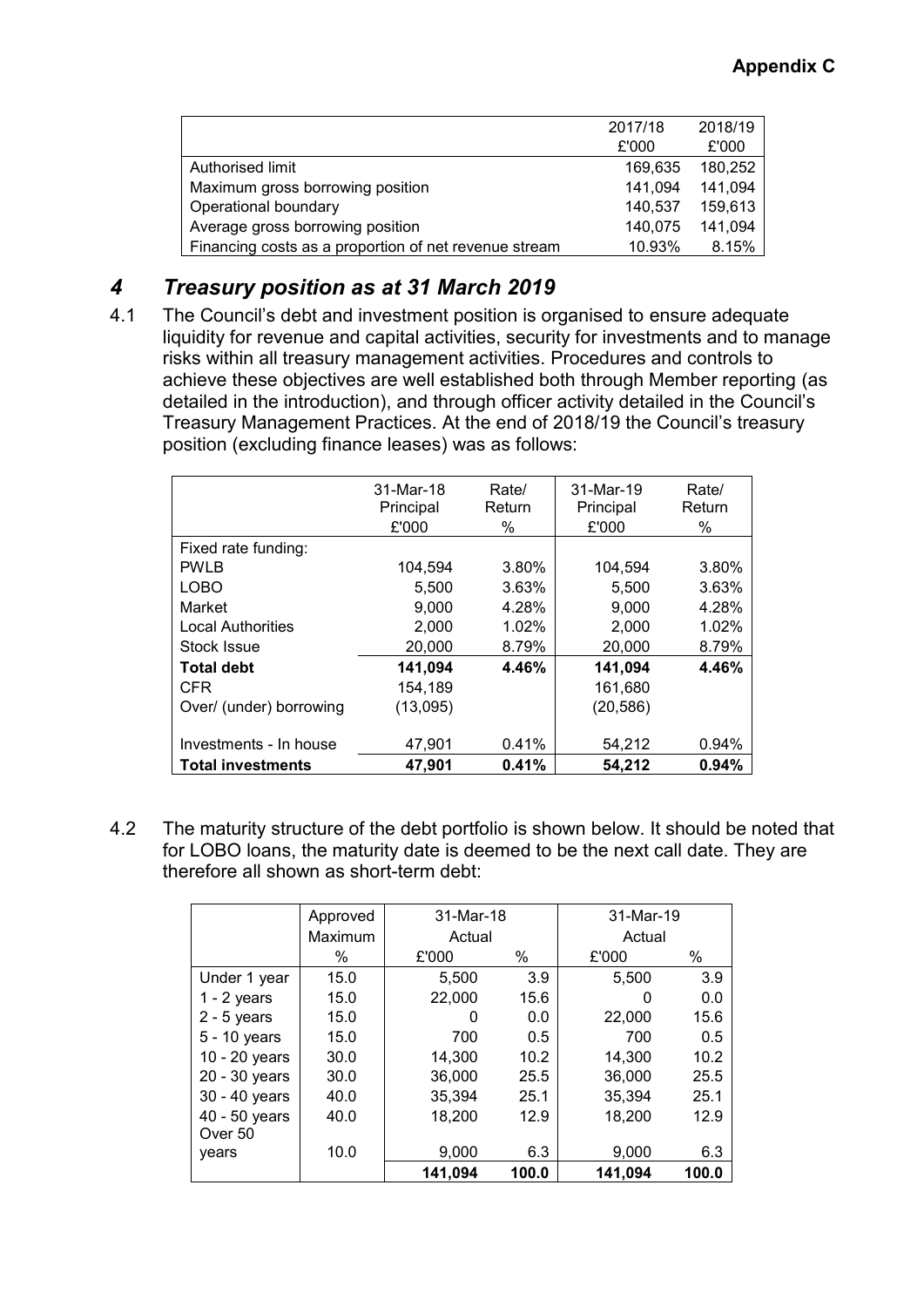**Appendix C**

| | 2017/18 £'000 | 2018/19 £'000 |
|---|---|---|
| Authorised limit | 169,635 | 180,252 |
| Maximum gross borrowing position | 141,094 | 141,094 |
| Operational boundary | 140,537 | 159,613 |
| Average gross borrowing position | 140,075 | 141,094 |
| Financing costs as a proportion of net revenue stream | 10.93% | 8.15% |

## *4 Treasury position as at 31 March 2019*

4.1 The Council's debt and investment position is organised to ensure adequate liquidity for revenue and capital activities, security for investments and to manage risks within all treasury management activities. Procedures and controls to achieve these objectives are well established both through Member reporting (as detailed in the introduction), and through officer activity detailed in the Council's Treasury Management Practices. At the end of 2018/19 the Council's treasury position (excluding finance leases) was as follows:

| | 31-Mar-18 Principal £'000 | Rate/ Return % | 31-Mar-19 Principal £'000 | Rate/ Return % |
|---|---|---|---|---|
| Fixed rate funding: | | | | |
| PWLB | 104,594 | 3.80% | 104,594 | 3.80% |
| LOBO | 5,500 | 3.63% | 5,500 | 3.63% |
| Market | 9,000 | 4.28% | 9,000 | 4.28% |
| Local Authorities | 2,000 | 1.02% | 2,000 | 1.02% |
| Stock Issue | 20,000 | 8.79% | 20,000 | 8.79% |
| **Total debt** | **141,094** | **4.46%** | **141,094** | **4.46%** |
| CFR | 154,189 | | 161,680 | |
| Over/ (under) borrowing | (13,095) | | (20,586) | |
| Investments - In house | 47,901 | 0.41% | 54,212 | 0.94% |
| **Total investments** | **47,901** | **0.41%** | **54,212** | **0.94%** |

4.2 The maturity structure of the debt portfolio is shown below. It should be noted that for LOBO loans, the maturity date is deemed to be the next call date. They are therefore all shown as short-term debt:

| | Approved Maximum | 31-Mar-18 Actual | | 31-Mar-19 Actual | |
|---|---|---|---|---|---|
| | % | £'000 | % | £'000 | % |
| Under 1 year | 15.0 | 5,500 | 3.9 | 5,500 | 3.9 |
| 1 - 2 years | 15.0 | 22,000 | 15.6 | 0 | 0.0 |
| 2 - 5 years | 15.0 | 0 | 0.0 | 22,000 | 15.6 |
| 5 - 10 years | 15.0 | 700 | 0.5 | 700 | 0.5 |
| 10 - 20 years | 30.0 | 14,300 | 10.2 | 14,300 | 10.2 |
| 20 - 30 years | 30.0 | 36,000 | 25.5 | 36,000 | 25.5 |
| 30 - 40 years | 40.0 | 35,394 | 25.1 | 35,394 | 25.1 |
| 40 - 50 years | 40.0 | 18,200 | 12.9 | 18,200 | 12.9 |
| Over 50 years | 10.0 | 9,000 | 6.3 | 9,000 | 6.3 |
| | | **141,094** | **100.0** | **141,094** | **100.0** |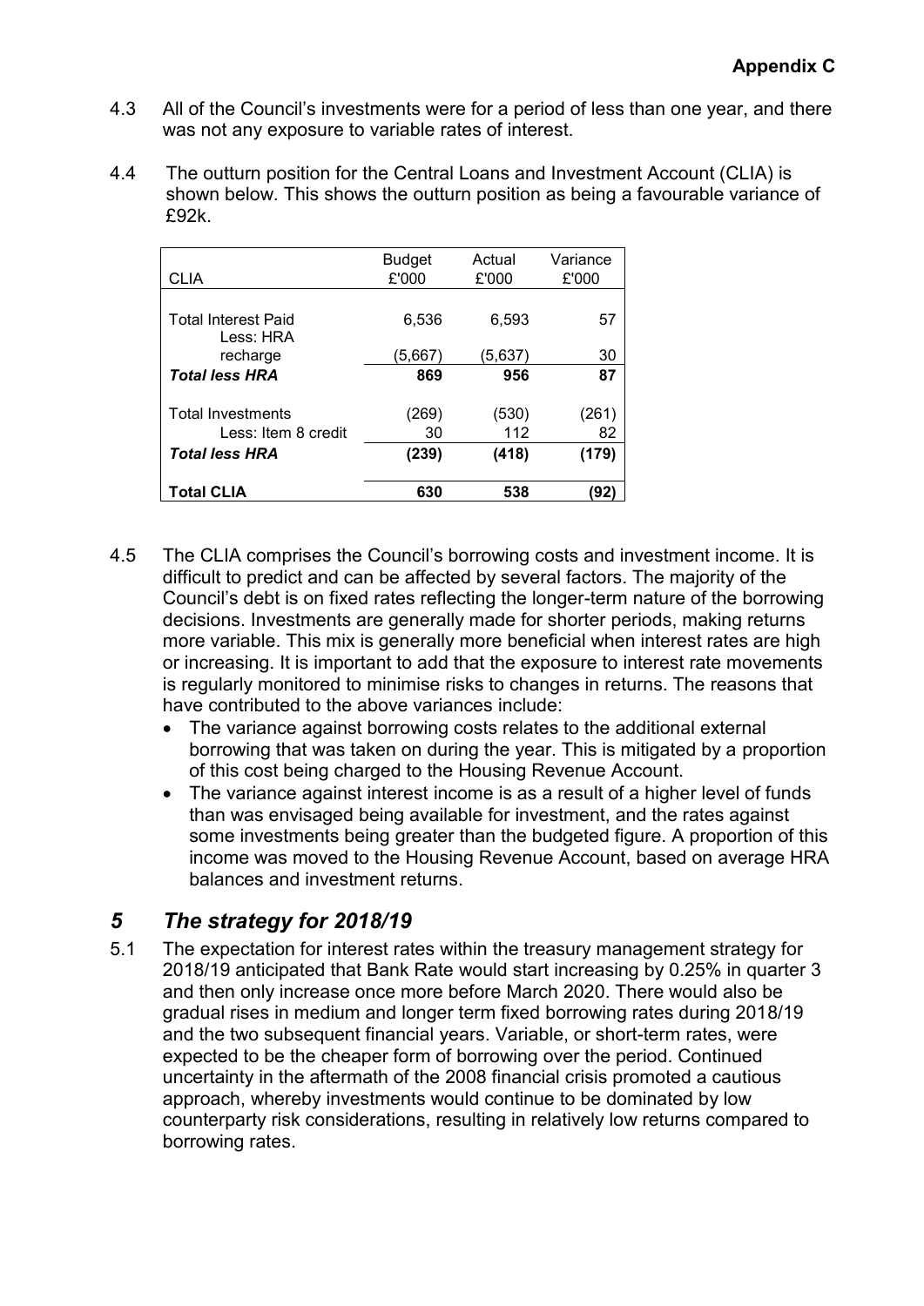**Appendix C**

4.3 All of the Council's investments were for a period of less than one year, and there was not any exposure to variable rates of interest.

4.4 The outturn position for the Central Loans and Investment Account (CLIA) is shown below. This shows the outturn position as being a favourable variance of £92k.

| CLIA | Budget £'000 | Actual £'000 | Variance £'000 |
|---|---|---|---|
| Total Interest Paid | 6,536 | 6,593 | 57 |
| Less: HRA recharge | (5,667) | (5,637) | 30 |
| ***Total less HRA*** | **869** | **956** | **87** |
| Total Investments | (269) | (530) | (261) |
| Less: Item 8 credit | 30 | 112 | 82 |
| ***Total less HRA*** | **(239)** | **(418)** | **(179)** |
| **Total CLIA** | **630** | **538** | **(92)** |

4.5 The CLIA comprises the Council's borrowing costs and investment income. It is difficult to predict and can be affected by several factors. The majority of the Council's debt is on fixed rates reflecting the longer-term nature of the borrowing decisions. Investments are generally made for shorter periods, making returns more variable. This mix is generally more beneficial when interest rates are high or increasing. It is important to add that the exposure to interest rate movements is regularly monitored to minimise risks to changes in returns. The reasons that have contributed to the above variances include:

- The variance against borrowing costs relates to the additional external borrowing that was taken on during the year. This is mitigated by a proportion of this cost being charged to the Housing Revenue Account.
- The variance against interest income is as a result of a higher level of funds than was envisaged being available for investment, and the rates against some investments being greater than the budgeted figure. A proportion of this income was moved to the Housing Revenue Account, based on average HRA balances and investment returns.

## *5 The strategy for 2018/19*

5.1 The expectation for interest rates within the treasury management strategy for 2018/19 anticipated that Bank Rate would start increasing by 0.25% in quarter 3 and then only increase once more before March 2020. There would also be gradual rises in medium and longer term fixed borrowing rates during 2018/19 and the two subsequent financial years. Variable, or short-term rates, were expected to be the cheaper form of borrowing over the period. Continued uncertainty in the aftermath of the 2008 financial crisis promoted a cautious approach, whereby investments would continue to be dominated by low counterparty risk considerations, resulting in relatively low returns compared to borrowing rates.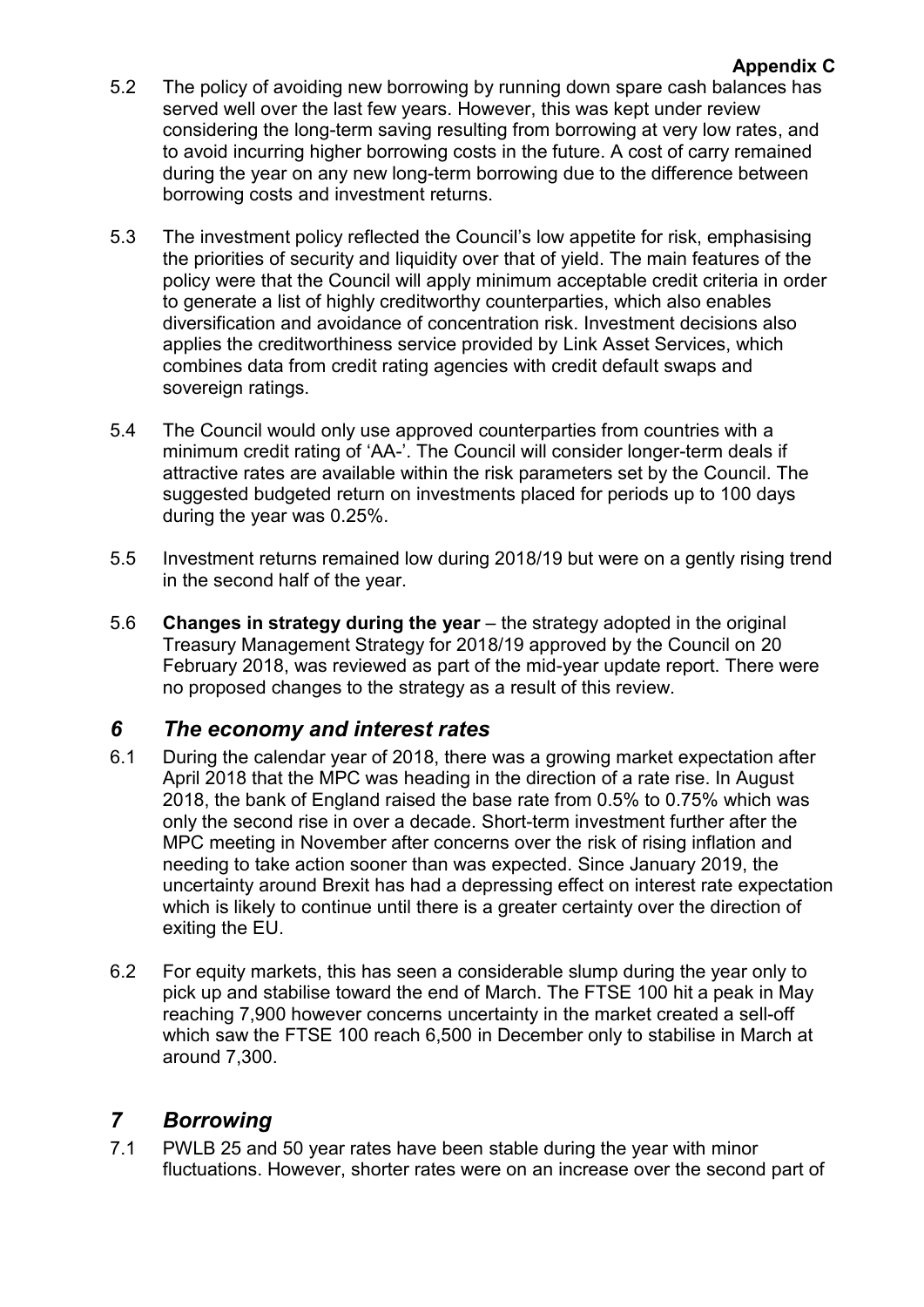5.2 The policy of avoiding new borrowing by running down spare cash balances has served well over the last few years. However, this was kept under review considering the long-term saving resulting from borrowing at very low rates, and to avoid incurring higher borrowing costs in the future. A cost of carry remained during the year on any new long-term borrowing due to the difference between borrowing costs and investment returns.

5.3 The investment policy reflected the Council's low appetite for risk, emphasising the priorities of security and liquidity over that of yield. The main features of the policy were that the Council will apply minimum acceptable credit criteria in order to generate a list of highly creditworthy counterparties, which also enables diversification and avoidance of concentration risk. Investment decisions also applies the creditworthiness service provided by Link Asset Services, which combines data from credit rating agencies with credit default swaps and sovereign ratings.

5.4 The Council would only use approved counterparties from countries with a minimum credit rating of 'AA-'. The Council will consider longer-term deals if attractive rates are available within the risk parameters set by the Council. The suggested budgeted return on investments placed for periods up to 100 days during the year was 0.25%.

5.5 Investment returns remained low during 2018/19 but were on a gently rising trend in the second half of the year.

5.6 **Changes in strategy during the year** – the strategy adopted in the original Treasury Management Strategy for 2018/19 approved by the Council on 20 February 2018, was reviewed as part of the mid-year update report. There were no proposed changes to the strategy as a result of this review.

## *6 The economy and interest rates*

6.1 During the calendar year of 2018, there was a growing market expectation after April 2018 that the MPC was heading in the direction of a rate rise. In August 2018, the bank of England raised the base rate from 0.5% to 0.75% which was only the second rise in over a decade. Short-term investment further after the MPC meeting in November after concerns over the risk of rising inflation and needing to take action sooner than was expected. Since January 2019, the uncertainty around Brexit has had a depressing effect on interest rate expectation which is likely to continue until there is a greater certainty over the direction of exiting the EU.

6.2 For equity markets, this has seen a considerable slump during the year only to pick up and stabilise toward the end of March. The FTSE 100 hit a peak in May reaching 7,900 however concerns uncertainty in the market created a sell-off which saw the FTSE 100 reach 6,500 in December only to stabilise in March at around 7,300.

## *7 Borrowing*

7.1 PWLB 25 and 50 year rates have been stable during the year with minor fluctuations. However, shorter rates were on an increase over the second part of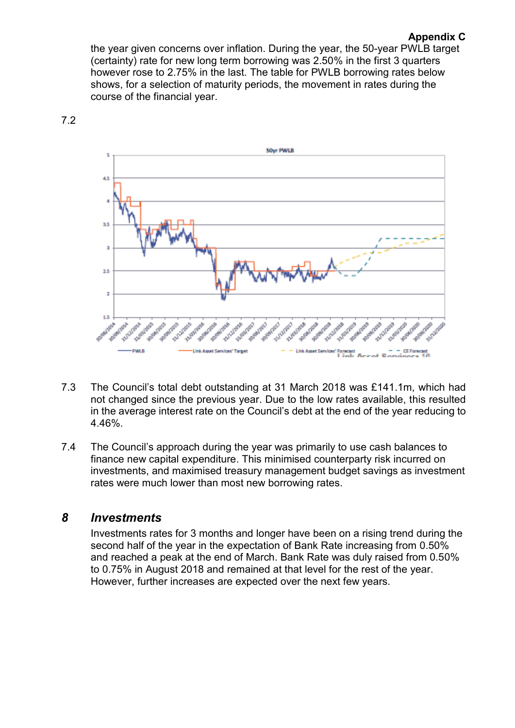Appendix C

the year given concerns over inflation. During the year, the 50-year PWLB target (certainty) rate for new long term borrowing was 2.50% in the first 3 quarters however rose to 2.75% in the last. The table for PWLB borrowing rates below shows, for a selection of maturity periods, the movement in rates during the course of the financial year.

7.2

7.3 The Council's total debt outstanding at 31 March 2018 was £141.1m, which had not changed since the previous year. Due to the low rates available, this resulted in the average interest rate on the Council's debt at the end of the year reducing to 4.46%.

7.4 The Council's approach during the year was primarily to use cash balances to finance new capital expenditure. This minimised counterparty risk incurred on investments, and maximised treasury management budget savings as investment rates were much lower than most new borrowing rates.

## 8 *Investments*

Investments rates for 3 months and longer have been on a rising trend during the second half of the year in the expectation of Bank Rate increasing from 0.50% and reached a peak at the end of March. Bank Rate was duly raised from 0.50% to 0.75% in August 2018 and remained at that level for the rest of the year. However, further increases are expected over the next few years.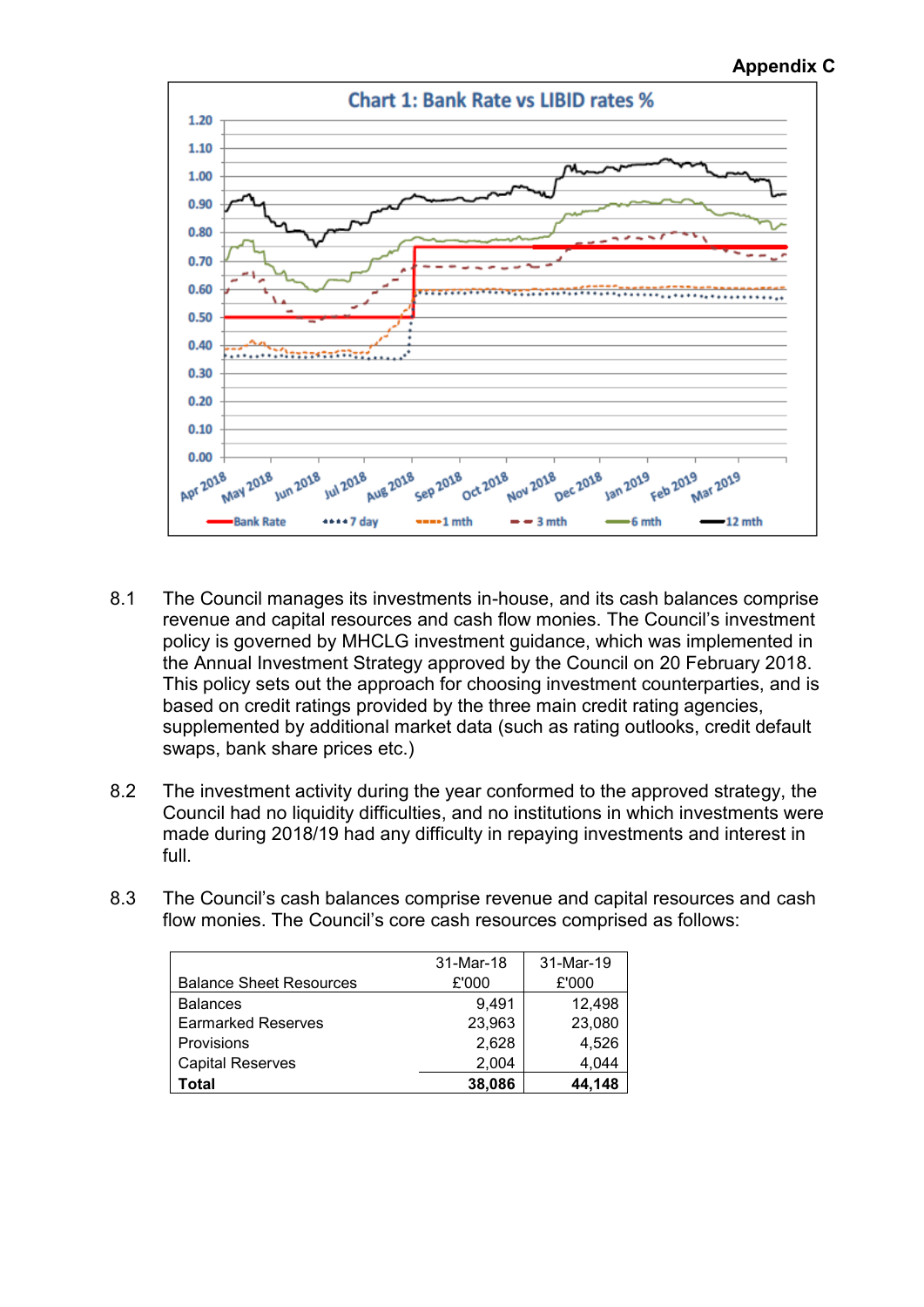**Appendix C**

Chart 1: Bank Rate vs LIBID rates %

8.1 The Council manages its investments in-house, and its cash balances comprise revenue and capital resources and cash flow monies. The Council's investment policy is governed by MHCLG investment guidance, which was implemented in the Annual Investment Strategy approved by the Council on 20 February 2018. This policy sets out the approach for choosing investment counterparties, and is based on credit ratings provided by the three main credit rating agencies, supplemented by additional market data (such as rating outlooks, credit default swaps, bank share prices etc.)

8.2 The investment activity during the year conformed to the approved strategy, the Council had no liquidity difficulties, and no institutions in which investments were made during 2018/19 had any difficulty in repaying investments and interest in full.

8.3 The Council's cash balances comprise revenue and capital resources and cash flow monies. The Council's core cash resources comprised as follows:

| Balance Sheet Resources | 31-Mar-18 £'000 | 31-Mar-19 £'000 |
|---|---|---|
| Balances | 9,491 | 12,498 |
| Earmarked Reserves | 23,963 | 23,080 |
| Provisions | 2,628 | 4,526 |
| Capital Reserves | 2,004 | 4,044 |
| **Total** | **38,086** | **44,148** |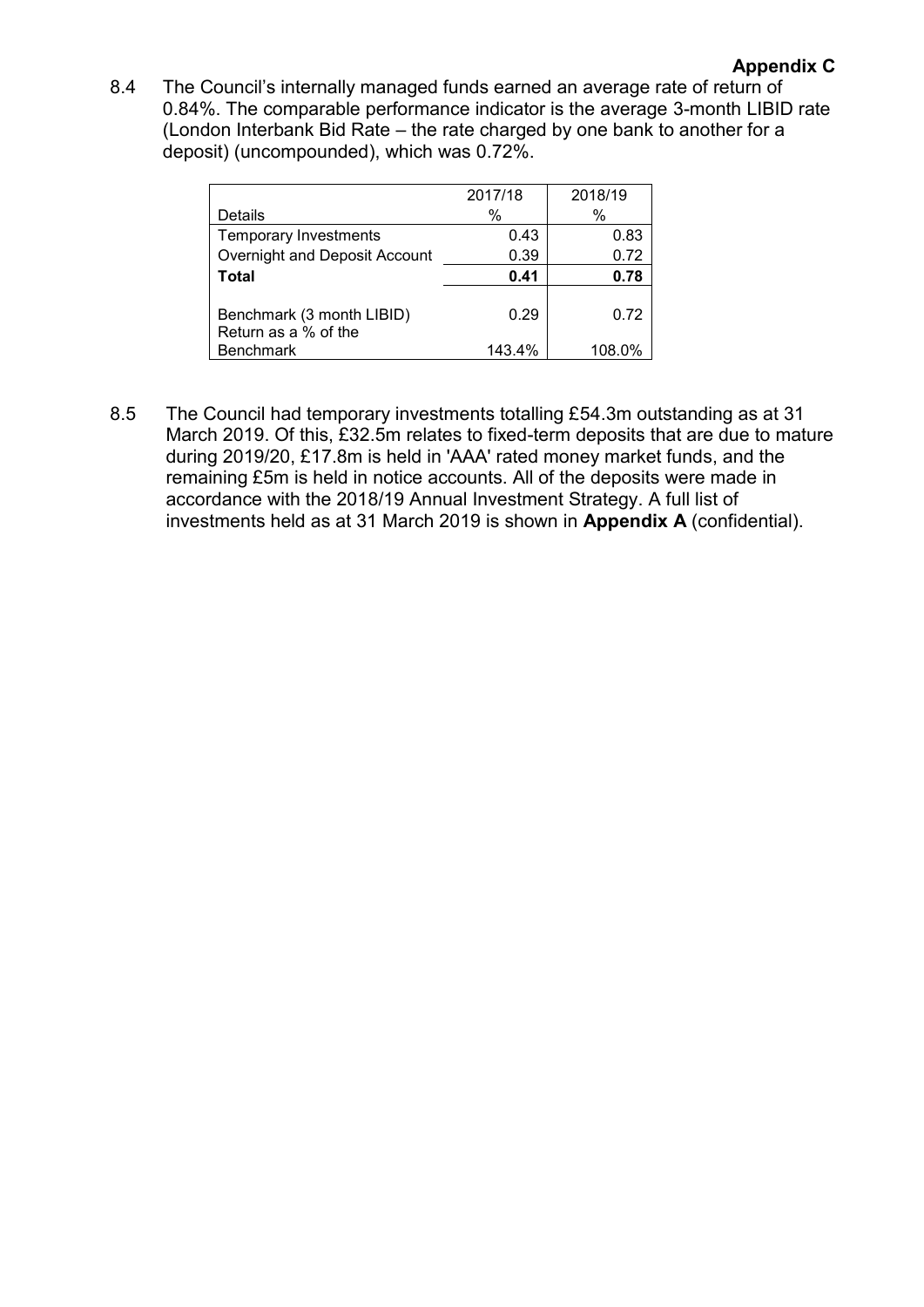**Appendix C**

8.4 The Council's internally managed funds earned an average rate of return of 0.84%. The comparable performance indicator is the average 3-month LIBID rate (London Interbank Bid Rate – the rate charged by one bank to another for a deposit) (uncompounded), which was 0.72%.

| Details | 2017/18 % | 2018/19 % |
|---|---|---|
| Temporary Investments | 0.43 | 0.83 |
| Overnight and Deposit Account | 0.39 | 0.72 |
| **Total** | **0.41** | **0.78** |
| Benchmark (3 month LIBID) | 0.29 | 0.72 |
| Return as a % of the Benchmark | 143.4% | 108.0% |

8.5 The Council had temporary investments totalling £54.3m outstanding as at 31 March 2019. Of this, £32.5m relates to fixed-term deposits that are due to mature during 2019/20, £17.8m is held in 'AAA' rated money market funds, and the remaining £5m is held in notice accounts. All of the deposits were made in accordance with the 2018/19 Annual Investment Strategy. A full list of investments held as at 31 March 2019 is shown in **Appendix A** (confidential).